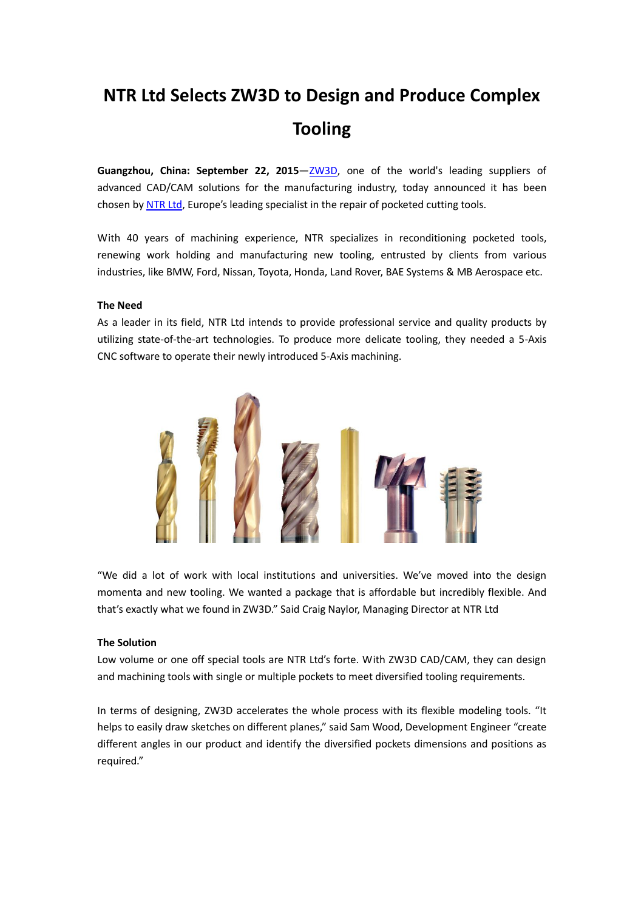# NTR Ltd Selects ZW3D to Design and Produce Complex Tooling

**Guangzhou, China: September 22, 2015**—ZW3D, one of the world's leading suppliers of advanced CAD/CAM solutions for the manufacturing industry, today announced it has been chosen by NTR Ltd, Europe's leading specialist in the repair of pocketed cutting tools.

With 40 years of machining experience, NTR specializes in reconditioning pocketed tools, renewing work holding and manufacturing new tooling, entrusted by clients from various industries, like BMW, Ford, Nissan, Toyota, Honda, Land Rover, BAE Systems & MB Aerospace etc.

**The Need**

As a leader in its field, NTR Ltd intends to provide professional service and quality products by utilizing state-of-the-art technologies. To produce more delicate tooling, they needed a 5-Axis CNC software to operate their newly introduced 5-Axis machining.

"We did a lot of work with local institutions and universities. We've moved into the design momenta and new tooling. We wanted a package that is affordable but incredibly flexible. And that's exactly what we found in ZW3D." Said Craig Naylor, Managing Director at NTR Ltd

**The Solution**

Low volume or one off special tools are NTR Ltd's forte. With ZW3D CAD/CAM, they can design and machining tools with single or multiple pockets to meet diversified tooling requirements.

In terms of designing, ZW3D accelerates the whole process with its flexible modeling tools. "It helps to easily draw sketches on different planes," said Sam Wood, Development Engineer "create different angles in our product and identify the diversified pockets dimensions and positions as required."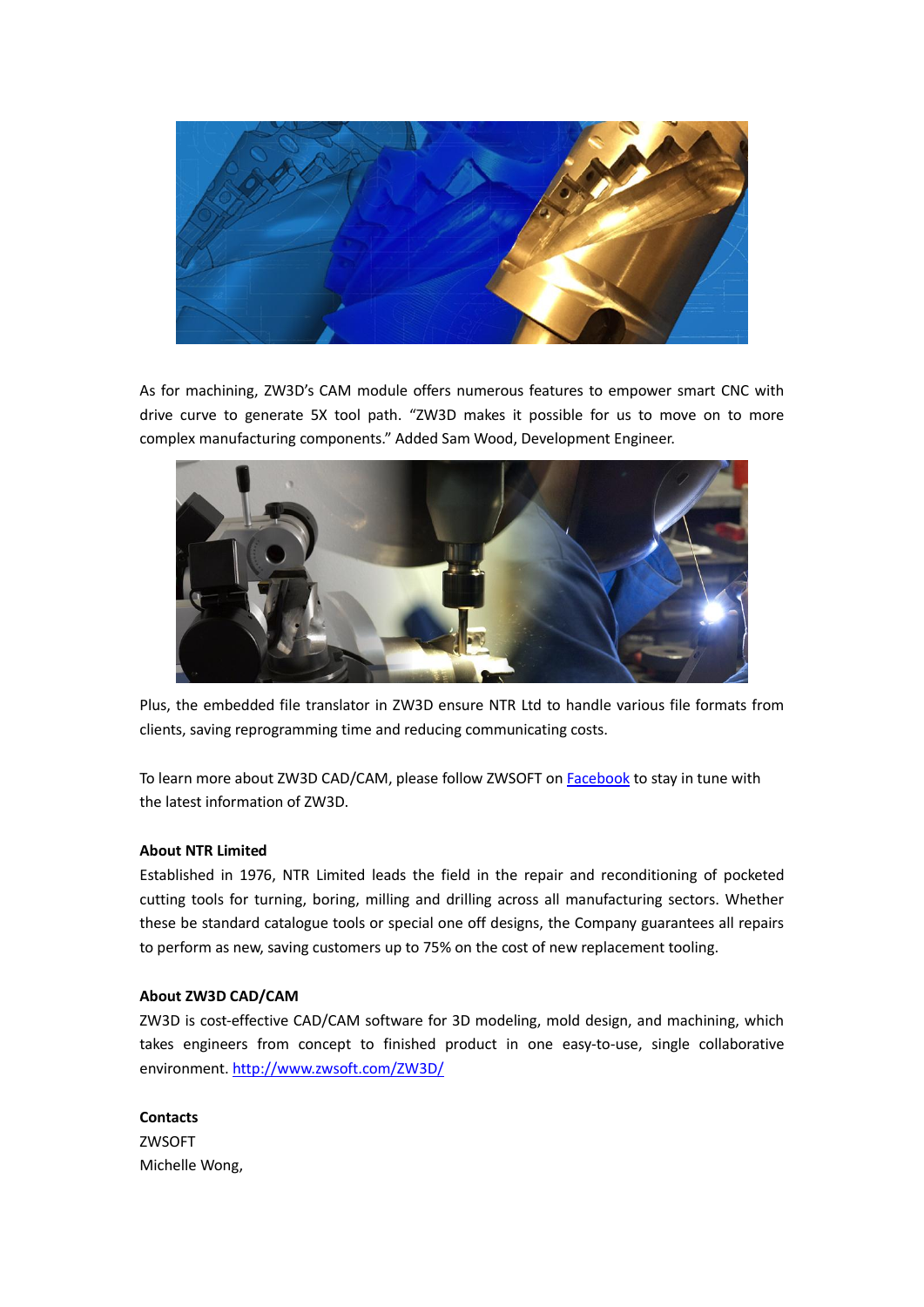As for machining, ZW3D's CAM module offers numerous features to empower smart CNC with drive curve to generate 5X tool path. "ZW3D makes it possible for us to move on to more complex manufacturing components." Added Sam Wood, Development Engineer.

Plus, the embedded file translator in ZW3D ensure NTR Ltd to handle various file formats from clients, saving reprogramming time and reducing communicating costs.

To learn more about ZW3D CAD/CAM, please follow ZWSOFT on [Facebook]() to stay in tune with the latest information of ZW3D.

**About NTR Limited**

Established in 1976, NTR Limited leads the field in the repair and reconditioning of pocketed cutting tools for turning, boring, milling and drilling across all manufacturing sectors. Whether these be standard catalogue tools or special one off designs, the Company guarantees all repairs to perform as new, saving customers up to 75% on the cost of new replacement tooling.

**About ZW3D CAD/CAM**

ZW3D is cost-effective CAD/CAM software for 3D modeling, mold design, and machining, which takes engineers from concept to finished product in one easy-to-use, single collaborative environment. [http://www.zwsoft.com/ZW3D/](http://www.zwsoft.com/ZW3D/)

**Contacts**

ZWSOFT

Michelle Wong,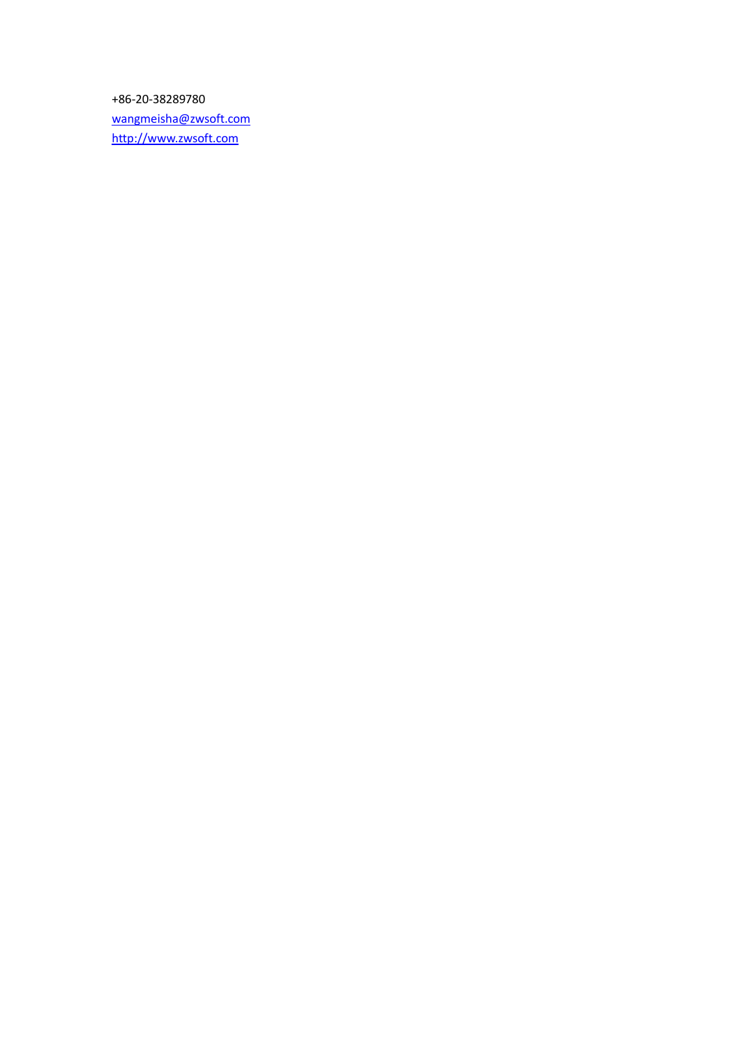+86-20-38289780
wangmeisha@zwsoft.com
http://www.zwsoft.com